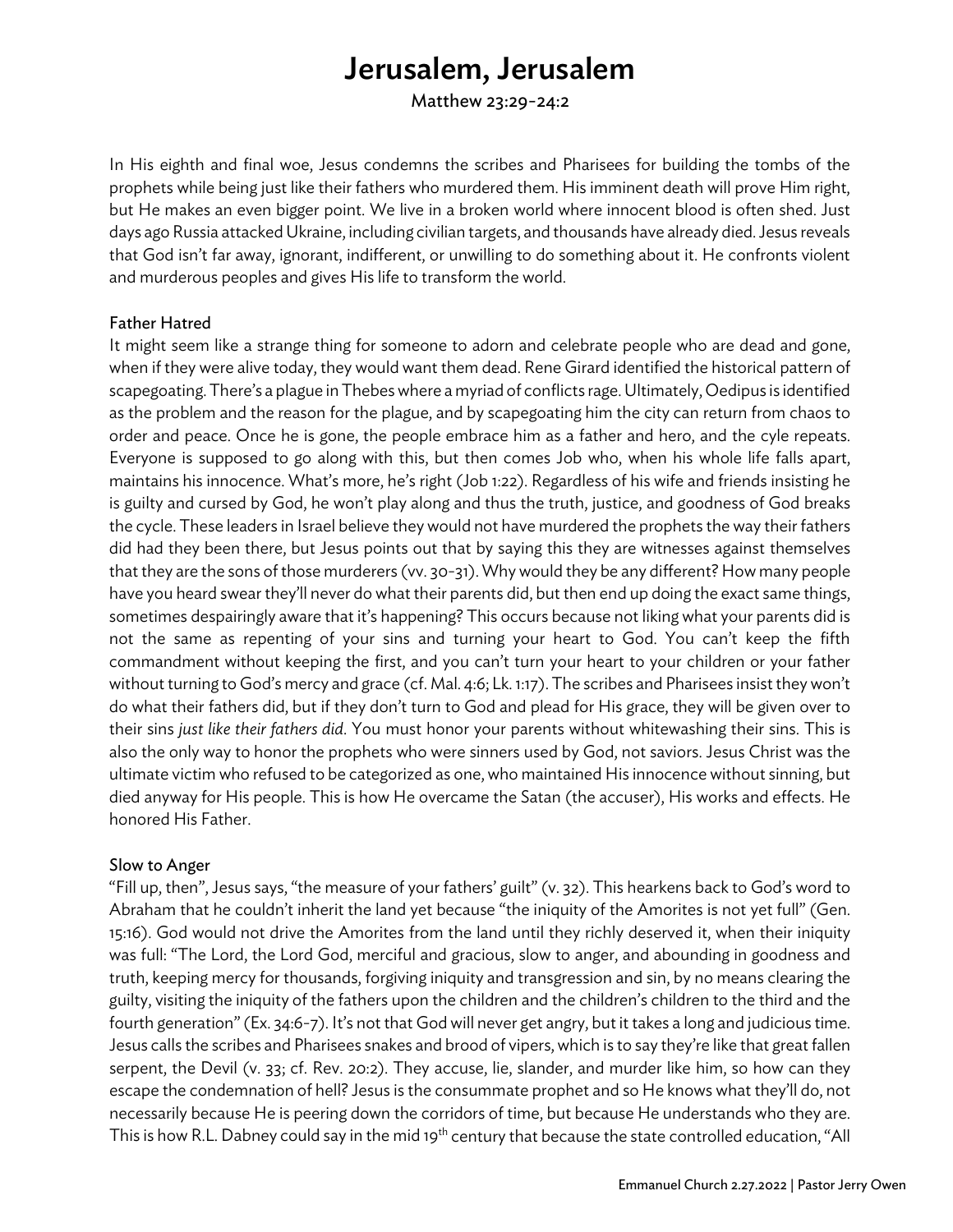# Jerusalem, Jerusalem

Matthew 23:29-24:2

In His eighth and final woe, Jesus condemns the scribes and Pharisees for building the tombs of the prophets while being just like their fathers who murdered them. His imminent death will prove Him right, but He makes an even bigger point. We live in a broken world where innocent blood is often shed. Just days ago Russia attacked Ukraine, including civilian targets, and thousands have already died. Jesus reveals that God isn't far away, ignorant, indifferent, or unwilling to do something about it. He confronts violent and murderous peoples and gives His life to transform the world.

## Father Hatred

It might seem like a strange thing for someone to adorn and celebrate people who are dead and gone, when if they were alive today, they would want them dead. Rene Girard identified the historical pattern of scapegoating. There's a plague in Thebes where a myriad of conflicts rage. Ultimately, Oedipus is identified as the problem and the reason for the plague, and by scapegoating him the city can return from chaos to order and peace. Once he is gone, the people embrace him as a father and hero, and the cyle repeats. Everyone is supposed to go along with this, but then comes Job who, when his whole life falls apart, maintains his innocence. What's more, he's right (Job 1:22). Regardless of his wife and friends insisting he is guilty and cursed by God, he won't play along and thus the truth, justice, and goodness of God breaks the cycle. These leaders in Israel believe they would not have murdered the prophets the way their fathers did had they been there, but Jesus points out that by saying this they are witnesses against themselves that they are the sons of those murderers (vv. 30-31). Why would they be any different? How many people have you heard swear they'll never do what their parents did, but then end up doing the exact same things, sometimes despairingly aware that it's happening? This occurs because not liking what your parents did is not the same as repenting of your sins and turning your heart to God. You can't keep the fifth commandment without keeping the first, and you can't turn your heart to your children or your father without turning to God's mercy and grace (cf. Mal. 4:6; Lk. 1:17). The scribes and Pharisees insist they won't do what their fathers did, but if they don't turn to God and plead for His grace, they will be given over to their sins *just like their fathers did*. You must honor your parents without whitewashing their sins. This is also the only way to honor the prophets who were sinners used by God, not saviors. Jesus Christ was the ultimate victim who refused to be categorized as one, who maintained His innocence without sinning, but died anyway for His people. This is how He overcame the Satan (the accuser), His works and effects. He honored His Father.

## Slow to Anger

"Fill up, then", Jesus says, "the measure of your fathers' guilt" (v. 32). This hearkens back to God's word to Abraham that he couldn't inherit the land yet because "the iniquity of the Amorites is not yet full" (Gen. 15:16). God would not drive the Amorites from the land until they richly deserved it, when their iniquity was full: "The Lord, the Lord God, merciful and gracious, slow to anger, and abounding in goodness and truth, keeping mercy for thousands, forgiving iniquity and transgression and sin, by no means clearing the guilty, visiting the iniquity of the fathers upon the children and the children's children to the third and the fourth generation" (Ex. 34:6-7). It's not that God will never get angry, but it takes a long and judicious time. Jesus calls the scribes and Pharisees snakes and brood of vipers, which is to say they're like that great fallen serpent, the Devil (v. 33; cf. Rev. 20:2). They accuse, lie, slander, and murder like him, so how can they escape the condemnation of hell? Jesus is the consummate prophet and so He knows what they'll do, not necessarily because He is peering down the corridors of time, but because He understands who they are. This is how R.L. Dabney could say in the mid 19th century that because the state controlled education, "All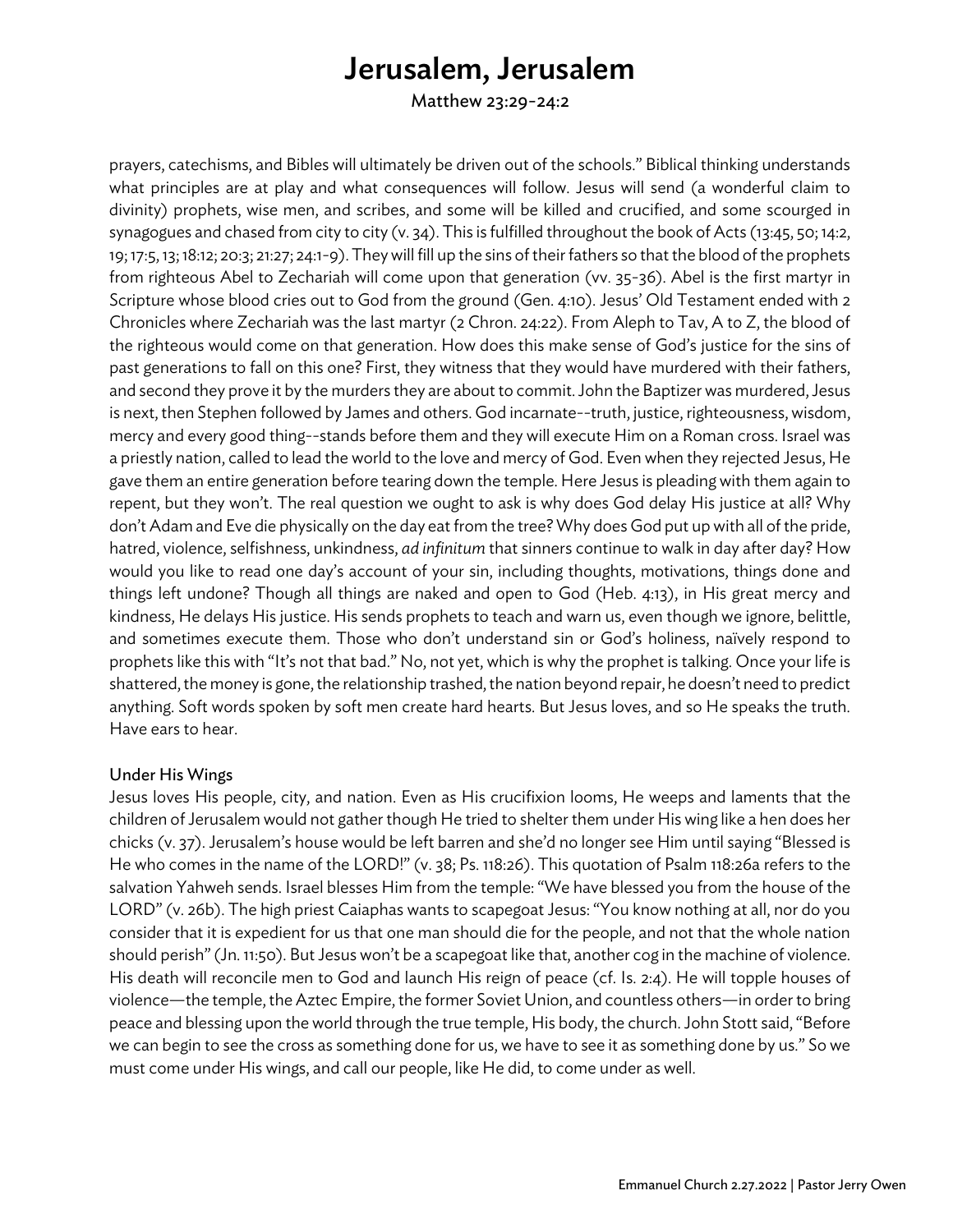prayers, catechisms, and Bibles will ultimately be driven out of the schools." Biblical thinking understands what principles are at play and what consequences will follow. Jesus will send (a wonderful claim to divinity) prophets, wise men, and scribes, and some will be killed and crucified, and some scourged in synagogues and chased from city to city (v. 34). This is fulfilled throughout the book of Acts (13:45, 50; 14:2, 19; 17:5, 13; 18:12; 20:3; 21:27; 24:1-9). They will fill up the sins of their fathers so that the blood of the prophets from righteous Abel to Zechariah will come upon that generation (vv. 35-36). Abel is the first martyr in Scripture whose blood cries out to God from the ground (Gen. 4:10). Jesus' Old Testament ended with 2 Chronicles where Zechariah was the last martyr (2 Chron. 24:22). From Aleph to Tav, A to Z, the blood of the righteous would come on that generation. How does this make sense of God's justice for the sins of past generations to fall on this one? First, they witness that they would have murdered with their fathers, and second they prove it by the murders they are about to commit. John the Baptizer was murdered, Jesus is next, then Stephen followed by James and others. God incarnate--truth, justice, righteousness, wisdom, mercy and every good thing--stands before them and they will execute Him on a Roman cross. Israel was a priestly nation, called to lead the world to the love and mercy of God. Even when they rejected Jesus, He gave them an entire generation before tearing down the temple. Here Jesus is pleading with them again to repent, but they won't. The real question we ought to ask is why does God delay His justice at all? Why don't Adam and Eve die physically on the day eat from the tree? Why does God put up with all of the pride, hatred, violence, selfishness, unkindness, *ad infinitum* that sinners continue to walk in day after day? How would you like to read one day's account of your sin, including thoughts, motivations, things done and things left undone? Though all things are naked and open to God (Heb. 4:13), in His great mercy and kindness, He delays His justice. His sends prophets to teach and warn us, even though we ignore, belittle, and sometimes execute them. Those who don't understand sin or God's holiness, naïvely respond to prophets like this with "It's not that bad." No, not yet, which is why the prophet is talking. Once your life is shattered, the money is gone, the relationship trashed, the nation beyond repair, he doesn't need to predict anything. Soft words spoken by soft men create hard hearts. But Jesus loves, and so He speaks the truth. Have ears to hear.

## Under His Wings

Jesus loves His people, city, and nation. Even as His crucifixion looms, He weeps and laments that the children of Jerusalem would not gather though He tried to shelter them under His wing like a hen does her chicks (v. 37). Jerusalem's house would be left barren and she'd no longer see Him until saying "Blessed is He who comes in the name of the LORD!" (v. 38; Ps. 118:26). This quotation of Psalm 118:26a refers to the salvation Yahweh sends. Israel blesses Him from the temple: "We have blessed you from the house of the LORD" (v. 26b). The high priest Caiaphas wants to scapegoat Jesus: "You know nothing at all, nor do you consider that it is expedient for us that one man should die for the people, and not that the whole nation should perish" (Jn. 11:50). But Jesus won't be a scapegoat like that, another cog in the machine of violence. His death will reconcile men to God and launch His reign of peace (cf. Is. 2:4). He will topple houses of violence—the temple, the Aztec Empire, the former Soviet Union, and countless others—in order to bring peace and blessing upon the world through the true temple, His body, the church. John Stott said, "Before we can begin to see the cross as something done for us, we have to see it as something done by us." So we must come under His wings, and call our people, like He did, to come under as well.